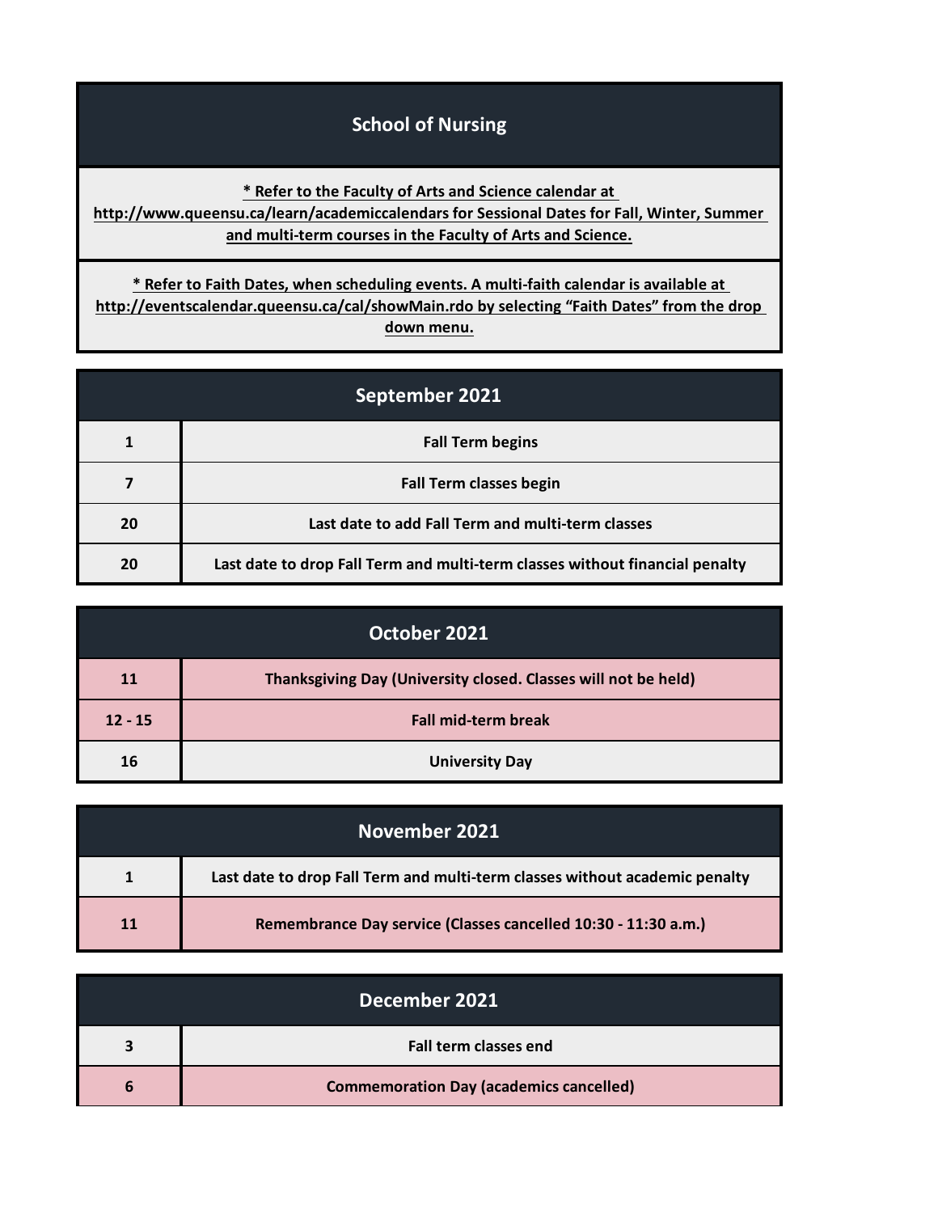# School of Nursing

**\* Refer to the Faculty of Arts and Science calendar at http://www.queensu.ca/learn/academiccalendars for Sessional Dates for Fall, Winter, Summer and multi-term courses in the Faculty of Arts and Science.**

**\* Refer to Faith Dates, when scheduling events. A multi-faith calendar is available at http://eventscalendar.queensu.ca/cal/showMain.rdo by selecting "Faith Dates" from the drop down menu.**

## September 2021

| Date | Event |
|---|---|
| 1 | Fall Term begins |
| 7 | Fall Term classes begin |
| 20 | Last date to add Fall Term and multi-term classes |
| 20 | Last date to drop Fall Term and multi-term classes without financial penalty |

## October 2021

| Date | Event |
|---|---|
| 11 | Thanksgiving Day (University closed. Classes will not be held) |
| 12 - 15 | Fall mid-term break |
| 16 | University Day |

## November 2021

| Date | Event |
|---|---|
| 1 | Last date to drop Fall Term and multi-term classes without academic penalty |
| 11 | Remembrance Day service (Classes cancelled 10:30 - 11:30 a.m.) |

## December 2021

| Date | Event |
|---|---|
| 3 | Fall term classes end |
| 6 | Commemoration Day (academics cancelled) |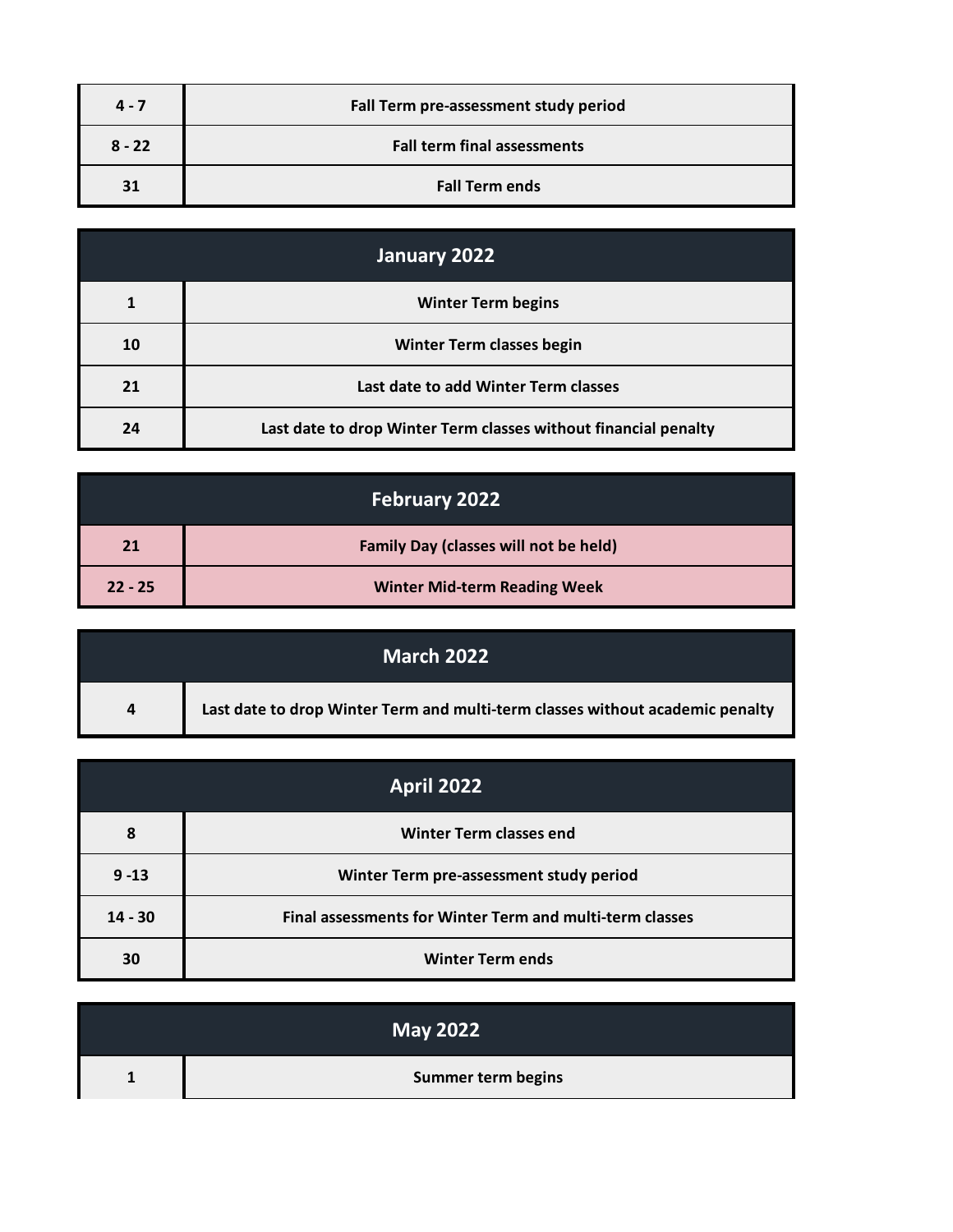| | |
|---|---|
| 4 - 7 | Fall Term pre-assessment study period |
| 8 - 22 | Fall term final assessments |
| 31 | Fall Term ends |

| January 2022 | |
|---|---|
| 1 | Winter Term begins |
| 10 | Winter Term classes begin |
| 21 | Last date to add Winter Term classes |
| 24 | Last date to drop Winter Term classes without financial penalty |

| February 2022 | |
|---|---|
| 21 | Family Day (classes will not be held) |
| 22 - 25 | Winter Mid-term Reading Week |

| March 2022 | |
|---|---|
| 4 | Last date to drop Winter Term and multi-term classes without academic penalty |

| April 2022 | |
|---|---|
| 8 | Winter Term classes end |
| 9 -13 | Winter Term pre-assessment study period |
| 14 - 30 | Final assessments for Winter Term and multi-term classes |
| 30 | Winter Term ends |

| May 2022 | |
|---|---|
| 1 | Summer term begins |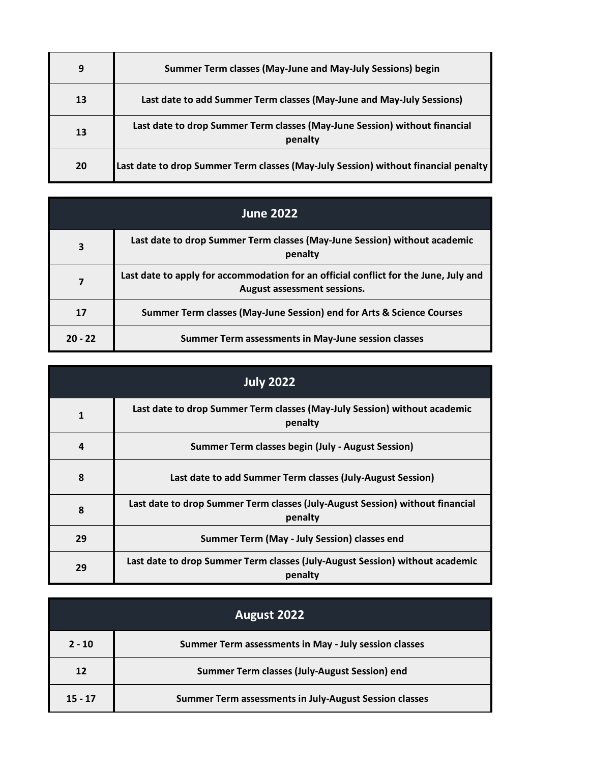| | |
|---|---|
| 9 | Summer Term classes (May-June and May-July Sessions) begin |
| 13 | Last date to add Summer Term classes (May-June and May-July Sessions) |
| 13 | Last date to drop Summer Term classes (May-June Session) without financial penalty |
| 20 | Last date to drop Summer Term classes (May-July Session) without financial penalty |

| June 2022 | |
|---|---|
| 3 | Last date to drop Summer Term classes (May-June Session) without academic penalty |
| 7 | Last date to apply for accommodation for an official conflict for the June, July and August assessment sessions. |
| 17 | Summer Term classes (May-June Session) end for Arts & Science Courses |
| 20 - 22 | Summer Term assessments in May-June session classes |

| July 2022 | |
|---|---|
| 1 | Last date to drop Summer Term classes (May-July Session) without academic penalty |
| 4 | Summer Term classes begin (July - August Session) |
| 8 | Last date to add Summer Term classes (July-August Session) |
| 8 | Last date to drop Summer Term classes (July-August Session) without financial penalty |
| 29 | Summer Term (May - July Session) classes end |
| 29 | Last date to drop Summer Term classes (July-August Session) without academic penalty |

| August 2022 | |
|---|---|
| 2 - 10 | Summer Term assessments in May - July session classes |
| 12 | Summer Term classes (July-August Session) end |
| 15 - 17 | Summer Term assessments in July-August Session classes |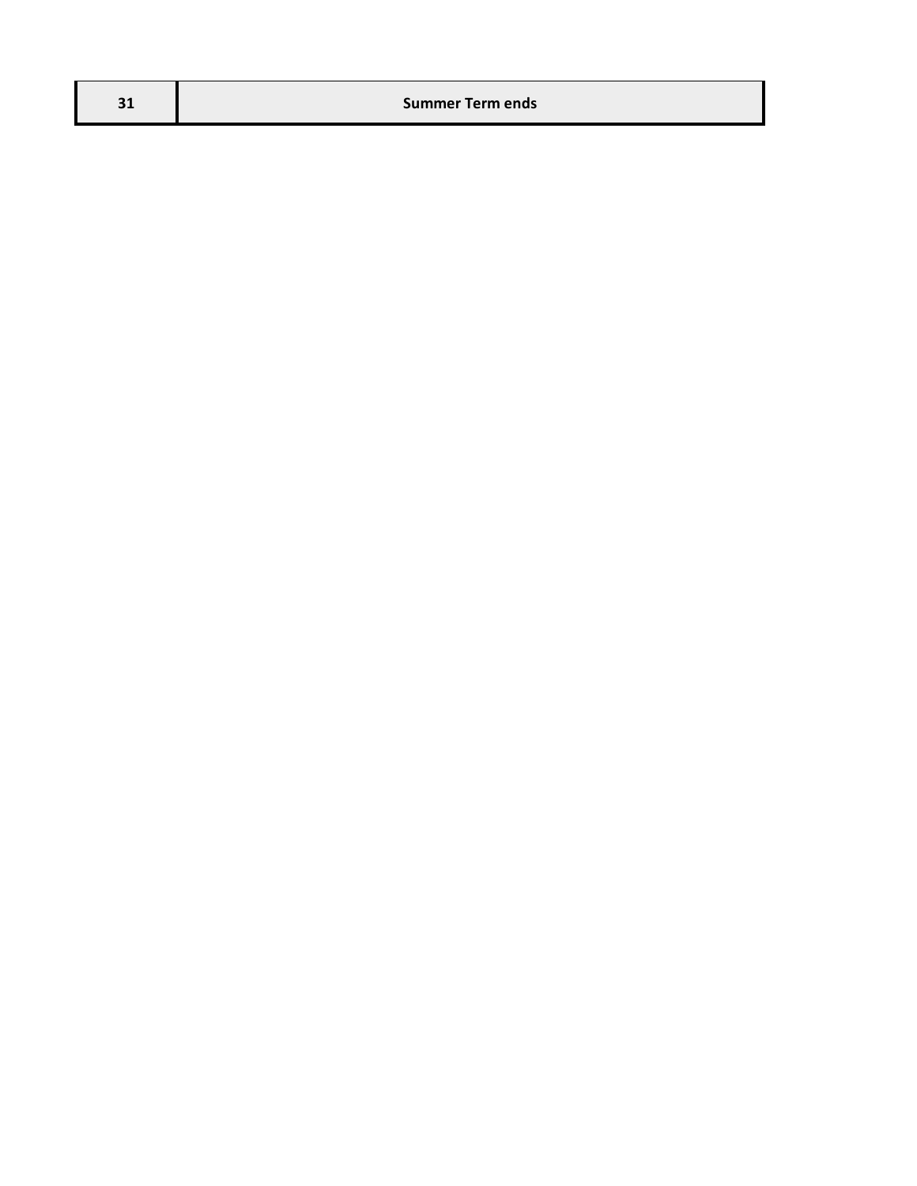| | |
|---|---|
| **31** | **Summer Term ends** |